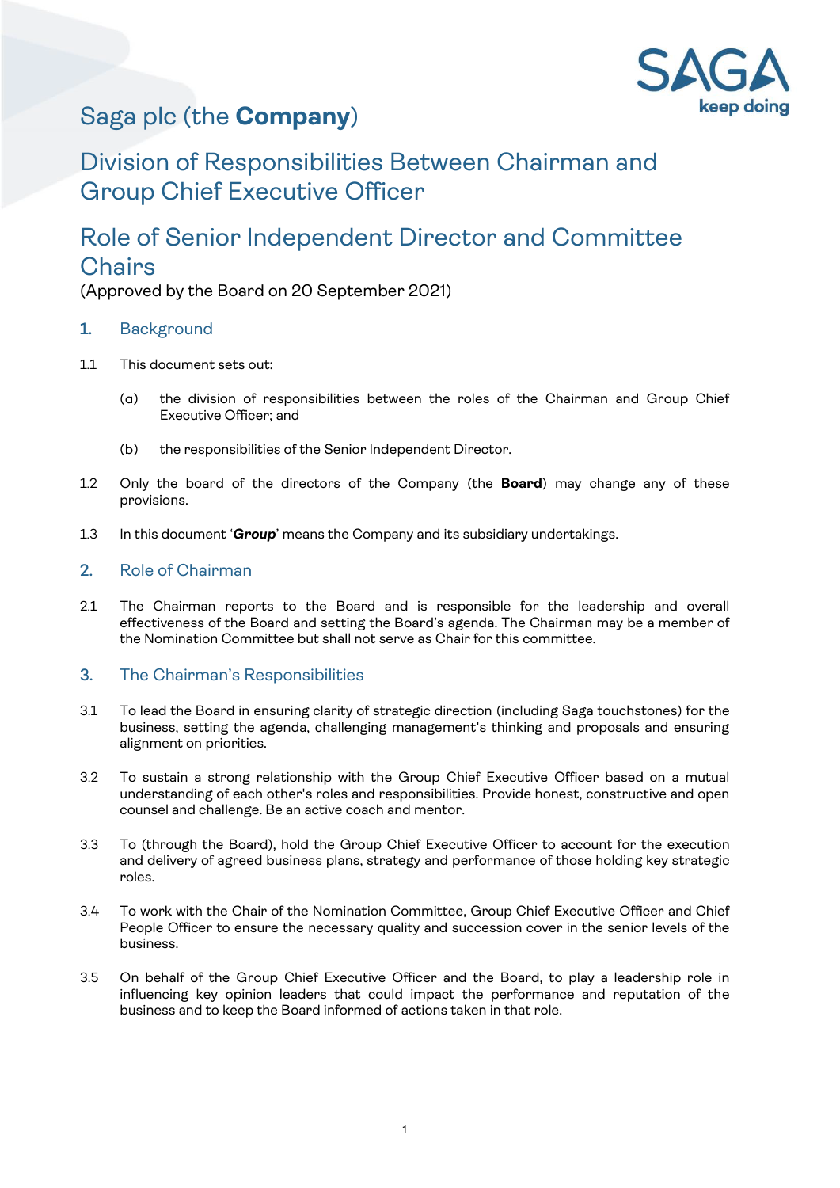# Saga plc (the **Company**)

## Division of Responsibilities Between Chairman and Group Chief Executive Officer

## Role of Senior Independent Director and Committee Chairs

(Approved by the Board on 20 September 2021)

### 1. Background

1.1 This document sets out:

(a) the division of responsibilities between the roles of the Chairman and Group Chief Executive Officer; and

(b) the responsibilities of the Senior Independent Director.

1.2 Only the board of the directors of the Company (the **Board**) may change any of these provisions.

1.3 In this document '***Group***' means the Company and its subsidiary undertakings.

### 2. Role of Chairman

2.1 The Chairman reports to the Board and is responsible for the leadership and overall effectiveness of the Board and setting the Board's agenda. The Chairman may be a member of the Nomination Committee but shall not serve as Chair for this committee.

### 3. The Chairman's Responsibilities

3.1 To lead the Board in ensuring clarity of strategic direction (including Saga touchstones) for the business, setting the agenda, challenging management's thinking and proposals and ensuring alignment on priorities.

3.2 To sustain a strong relationship with the Group Chief Executive Officer based on a mutual understanding of each other's roles and responsibilities. Provide honest, constructive and open counsel and challenge. Be an active coach and mentor.

3.3 To (through the Board), hold the Group Chief Executive Officer to account for the execution and delivery of agreed business plans, strategy and performance of those holding key strategic roles.

3.4 To work with the Chair of the Nomination Committee, Group Chief Executive Officer and Chief People Officer to ensure the necessary quality and succession cover in the senior levels of the business.

3.5 On behalf of the Group Chief Executive Officer and the Board, to play a leadership role in influencing key opinion leaders that could impact the performance and reputation of the business and to keep the Board informed of actions taken in that role.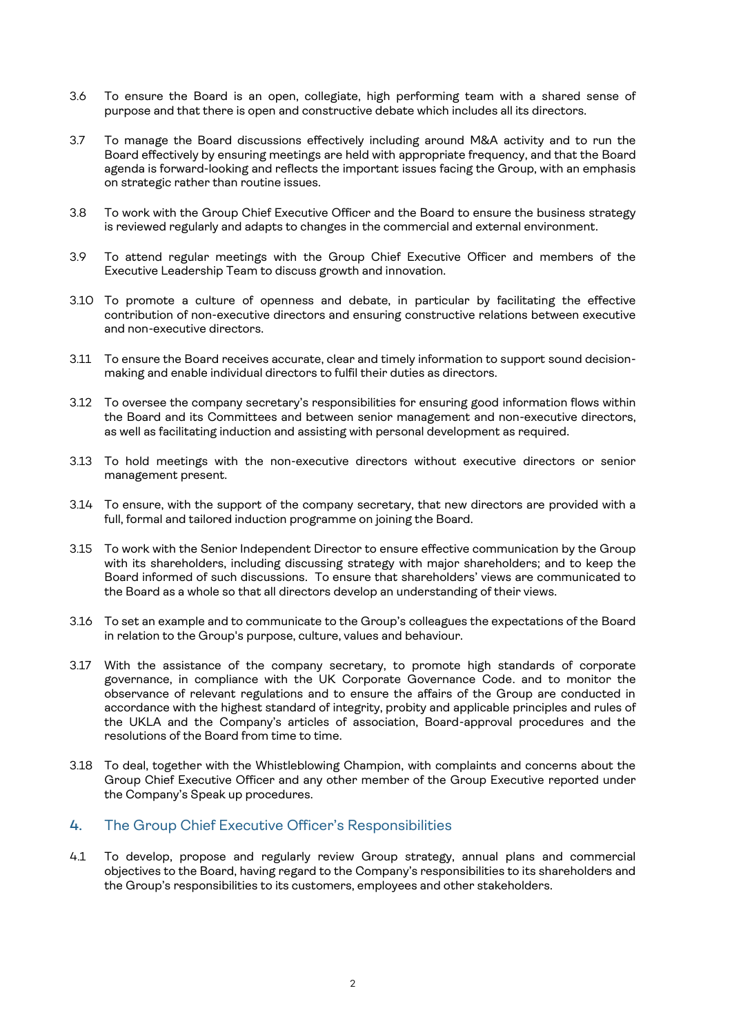3.6 To ensure the Board is an open, collegiate, high performing team with a shared sense of purpose and that there is open and constructive debate which includes all its directors.

3.7 To manage the Board discussions effectively including around M&A activity and to run the Board effectively by ensuring meetings are held with appropriate frequency, and that the Board agenda is forward-looking and reflects the important issues facing the Group, with an emphasis on strategic rather than routine issues.

3.8 To work with the Group Chief Executive Officer and the Board to ensure the business strategy is reviewed regularly and adapts to changes in the commercial and external environment.

3.9 To attend regular meetings with the Group Chief Executive Officer and members of the Executive Leadership Team to discuss growth and innovation.

3.10 To promote a culture of openness and debate, in particular by facilitating the effective contribution of non-executive directors and ensuring constructive relations between executive and non-executive directors.

3.11 To ensure the Board receives accurate, clear and timely information to support sound decision-making and enable individual directors to fulfil their duties as directors.

3.12 To oversee the company secretary's responsibilities for ensuring good information flows within the Board and its Committees and between senior management and non-executive directors, as well as facilitating induction and assisting with personal development as required.

3.13 To hold meetings with the non-executive directors without executive directors or senior management present.

3.14 To ensure, with the support of the company secretary, that new directors are provided with a full, formal and tailored induction programme on joining the Board.

3.15 To work with the Senior Independent Director to ensure effective communication by the Group with its shareholders, including discussing strategy with major shareholders; and to keep the Board informed of such discussions. To ensure that shareholders' views are communicated to the Board as a whole so that all directors develop an understanding of their views.

3.16 To set an example and to communicate to the Group's colleagues the expectations of the Board in relation to the Group's purpose, culture, values and behaviour.

3.17 With the assistance of the company secretary, to promote high standards of corporate governance, in compliance with the UK Corporate Governance Code. and to monitor the observance of relevant regulations and to ensure the affairs of the Group are conducted in accordance with the highest standard of integrity, probity and applicable principles and rules of the UKLA and the Company's articles of association, Board-approval procedures and the resolutions of the Board from time to time.

3.18 To deal, together with the Whistleblowing Champion, with complaints and concerns about the Group Chief Executive Officer and any other member of the Group Executive reported under the Company's Speak up procedures.

## 4. The Group Chief Executive Officer's Responsibilities

4.1 To develop, propose and regularly review Group strategy, annual plans and commercial objectives to the Board, having regard to the Company's responsibilities to its shareholders and the Group's responsibilities to its customers, employees and other stakeholders.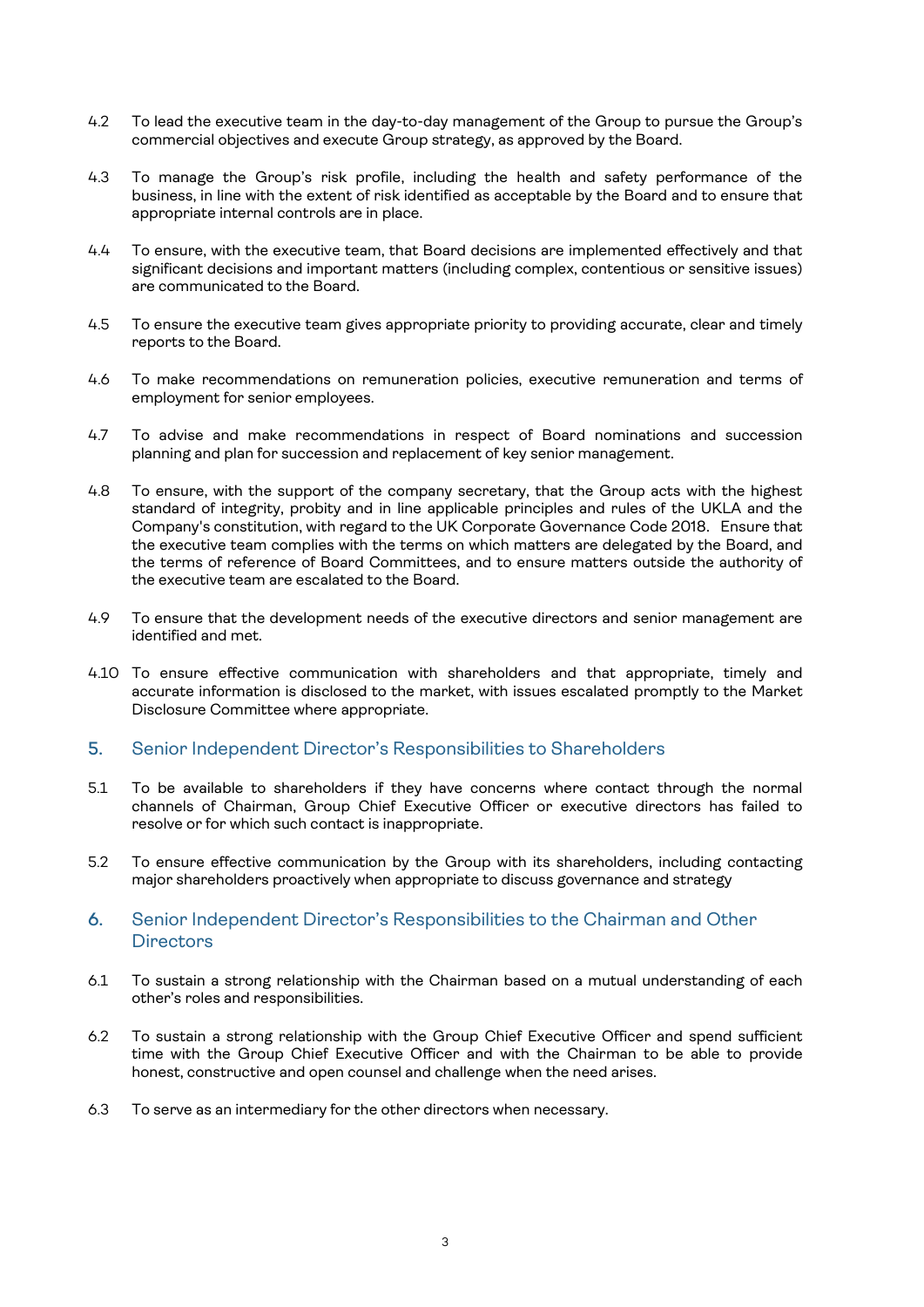4.2 To lead the executive team in the day-to-day management of the Group to pursue the Group's commercial objectives and execute Group strategy, as approved by the Board.

4.3 To manage the Group's risk profile, including the health and safety performance of the business, in line with the extent of risk identified as acceptable by the Board and to ensure that appropriate internal controls are in place.

4.4 To ensure, with the executive team, that Board decisions are implemented effectively and that significant decisions and important matters (including complex, contentious or sensitive issues) are communicated to the Board.

4.5 To ensure the executive team gives appropriate priority to providing accurate, clear and timely reports to the Board.

4.6 To make recommendations on remuneration policies, executive remuneration and terms of employment for senior employees.

4.7 To advise and make recommendations in respect of Board nominations and succession planning and plan for succession and replacement of key senior management.

4.8 To ensure, with the support of the company secretary, that the Group acts with the highest standard of integrity, probity and in line applicable principles and rules of the UKLA and the Company's constitution, with regard to the UK Corporate Governance Code 2018. Ensure that the executive team complies with the terms on which matters are delegated by the Board, and the terms of reference of Board Committees, and to ensure matters outside the authority of the executive team are escalated to the Board.

4.9 To ensure that the development needs of the executive directors and senior management are identified and met.

4.10 To ensure effective communication with shareholders and that appropriate, timely and accurate information is disclosed to the market, with issues escalated promptly to the Market Disclosure Committee where appropriate.

## 5. Senior Independent Director's Responsibilities to Shareholders

5.1 To be available to shareholders if they have concerns where contact through the normal channels of Chairman, Group Chief Executive Officer or executive directors has failed to resolve or for which such contact is inappropriate.

5.2 To ensure effective communication by the Group with its shareholders, including contacting major shareholders proactively when appropriate to discuss governance and strategy

## 6. Senior Independent Director's Responsibilities to the Chairman and Other Directors

6.1 To sustain a strong relationship with the Chairman based on a mutual understanding of each other's roles and responsibilities.

6.2 To sustain a strong relationship with the Group Chief Executive Officer and spend sufficient time with the Group Chief Executive Officer and with the Chairman to be able to provide honest, constructive and open counsel and challenge when the need arises.

6.3 To serve as an intermediary for the other directors when necessary.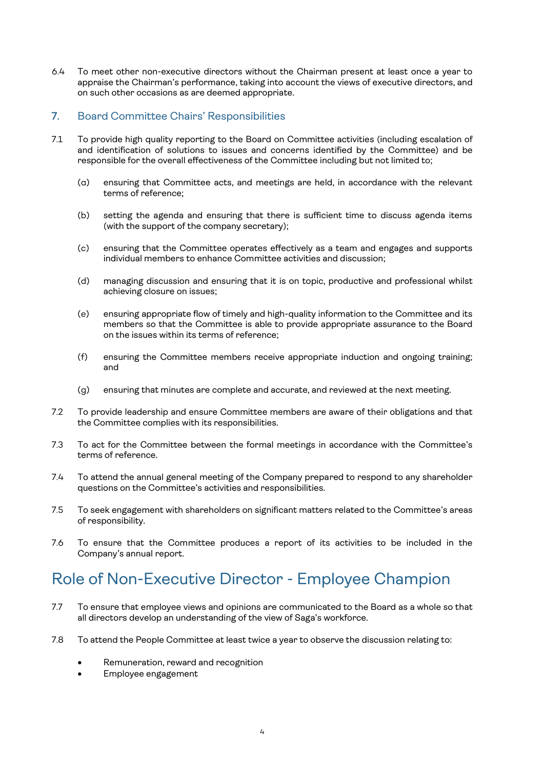6.4 To meet other non-executive directors without the Chairman present at least once a year to appraise the Chairman's performance, taking into account the views of executive directors, and on such other occasions as are deemed appropriate.

## 7. Board Committee Chairs' Responsibilities

7.1 To provide high quality reporting to the Board on Committee activities (including escalation of and identification of solutions to issues and concerns identified by the Committee) and be responsible for the overall effectiveness of the Committee including but not limited to;

(a) ensuring that Committee acts, and meetings are held, in accordance with the relevant terms of reference;

(b) setting the agenda and ensuring that there is sufficient time to discuss agenda items (with the support of the company secretary);

(c) ensuring that the Committee operates effectively as a team and engages and supports individual members to enhance Committee activities and discussion;

(d) managing discussion and ensuring that it is on topic, productive and professional whilst achieving closure on issues;

(e) ensuring appropriate flow of timely and high-quality information to the Committee and its members so that the Committee is able to provide appropriate assurance to the Board on the issues within its terms of reference;

(f) ensuring the Committee members receive appropriate induction and ongoing training; and

(g) ensuring that minutes are complete and accurate, and reviewed at the next meeting.

7.2 To provide leadership and ensure Committee members are aware of their obligations and that the Committee complies with its responsibilities.

7.3 To act for the Committee between the formal meetings in accordance with the Committee's terms of reference.

7.4 To attend the annual general meeting of the Company prepared to respond to any shareholder questions on the Committee's activities and responsibilities.

7.5 To seek engagement with shareholders on significant matters related to the Committee's areas of responsibility.

7.6 To ensure that the Committee produces a report of its activities to be included in the Company's annual report.

# Role of Non-Executive Director - Employee Champion

7.7 To ensure that employee views and opinions are communicated to the Board as a whole so that all directors develop an understanding of the view of Saga's workforce.

7.8 To attend the People Committee at least twice a year to observe the discussion relating to:

- Remuneration, reward and recognition
- Employee engagement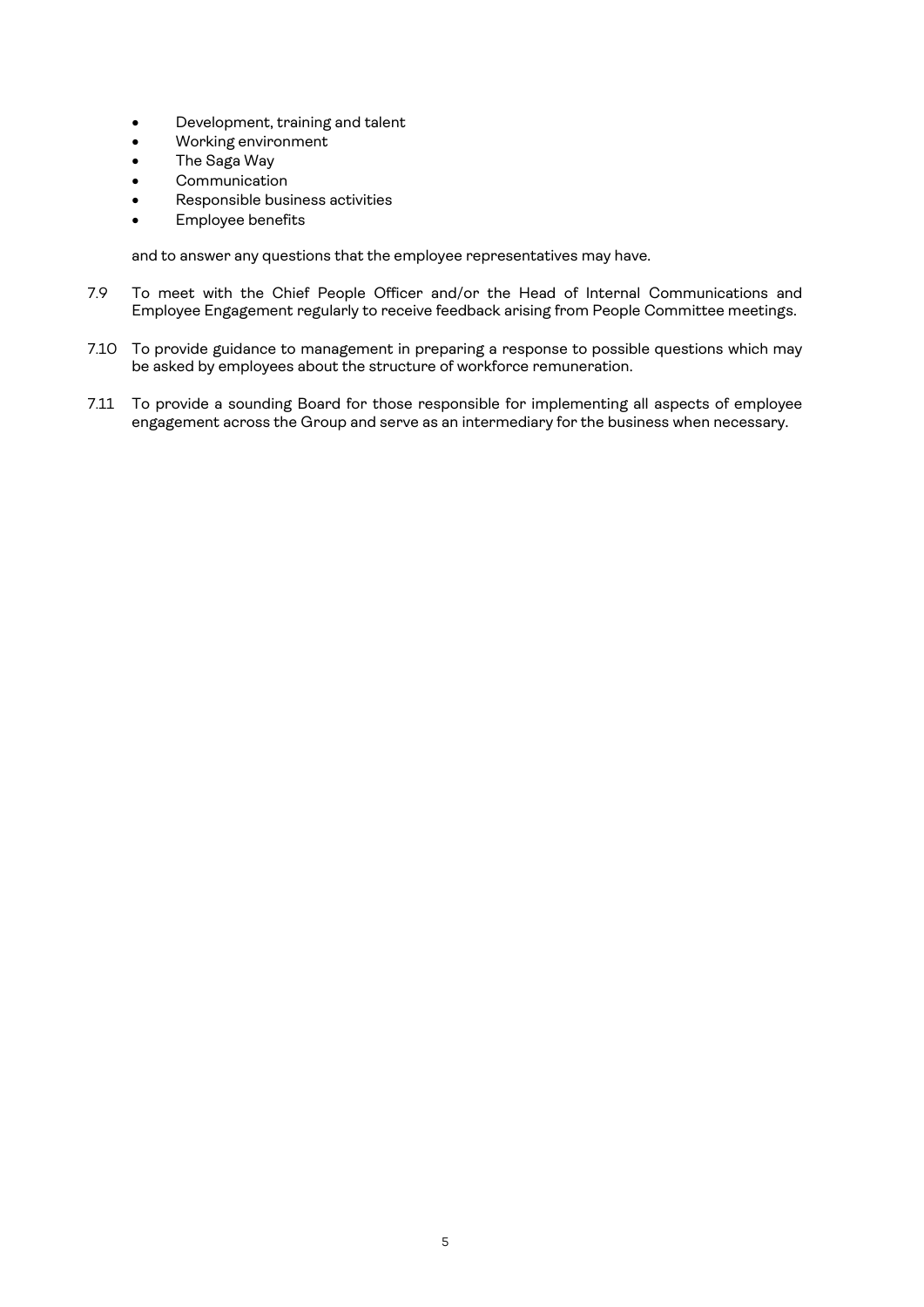- Development, training and talent
- Working environment
- The Saga Way
- Communication
- Responsible business activities
- Employee benefits

and to answer any questions that the employee representatives may have.

7.9 To meet with the Chief People Officer and/or the Head of Internal Communications and Employee Engagement regularly to receive feedback arising from People Committee meetings.

7.10 To provide guidance to management in preparing a response to possible questions which may be asked by employees about the structure of workforce remuneration.

7.11 To provide a sounding Board for those responsible for implementing all aspects of employee engagement across the Group and serve as an intermediary for the business when necessary.